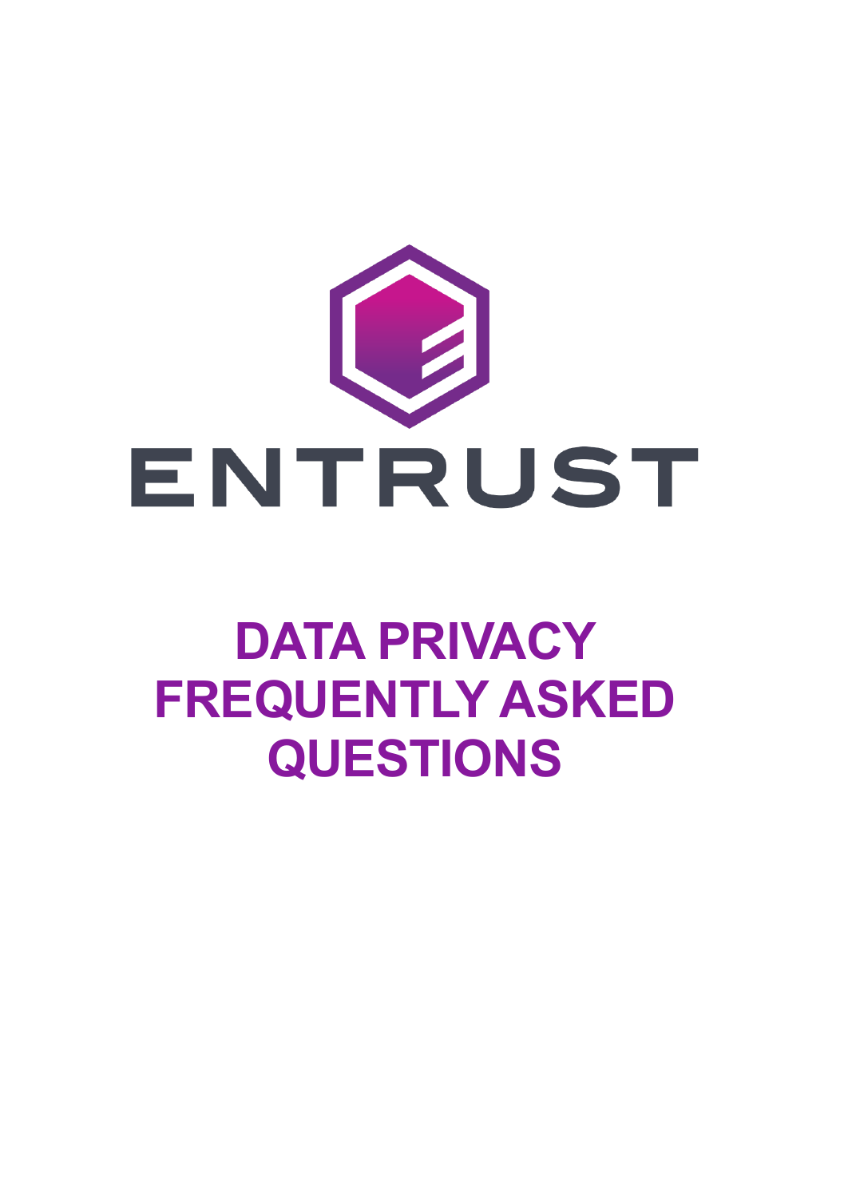ENTRUST

# DATA PRIVACY FREQUENTLY ASKED QUESTIONS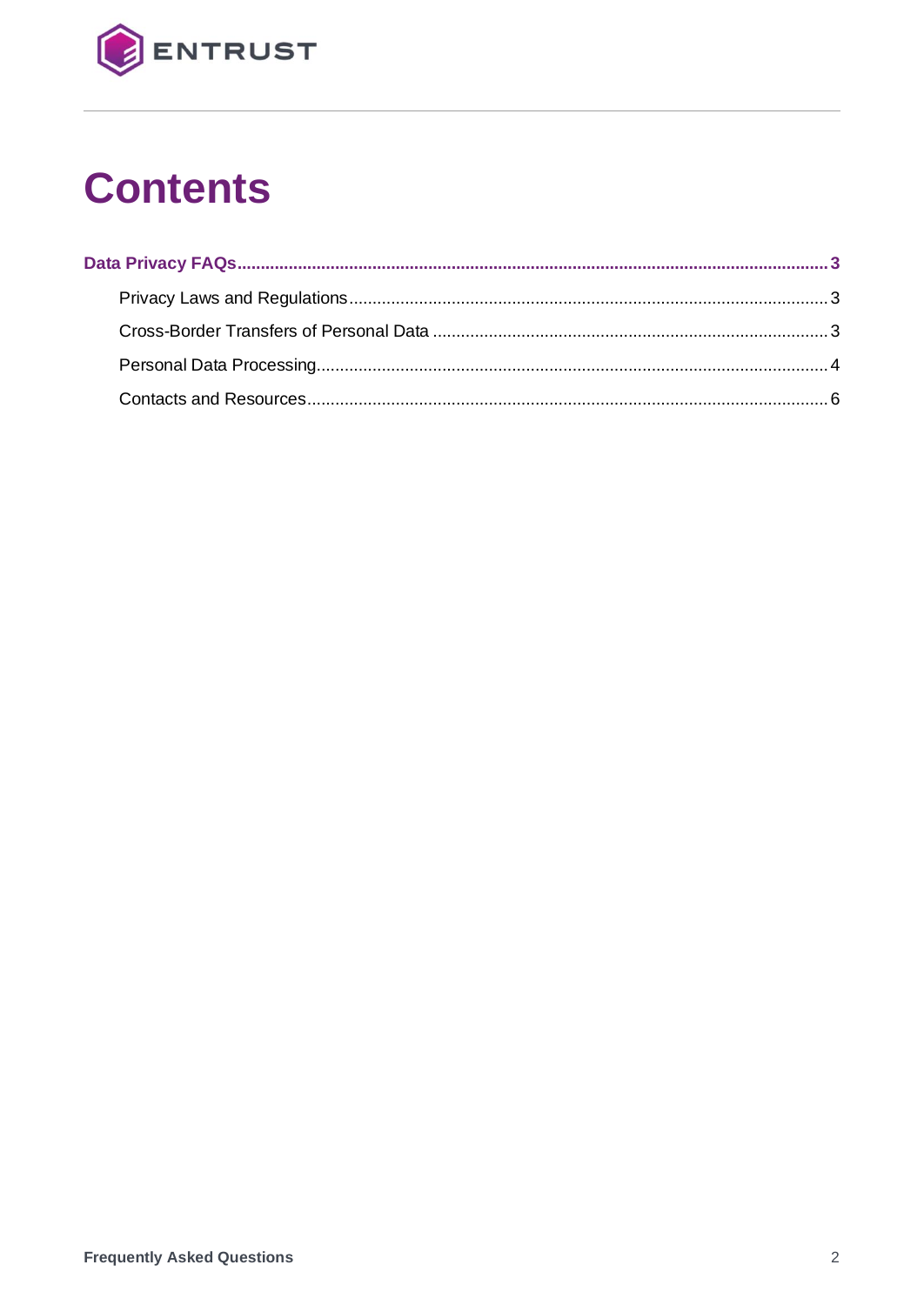# Contents

**Data Privacy FAQs** .......... **3**

- Privacy Laws and Regulations .......... 3
- Cross-Border Transfers of Personal Data .......... 3
- Personal Data Processing .......... 4
- Contacts and Resources .......... 6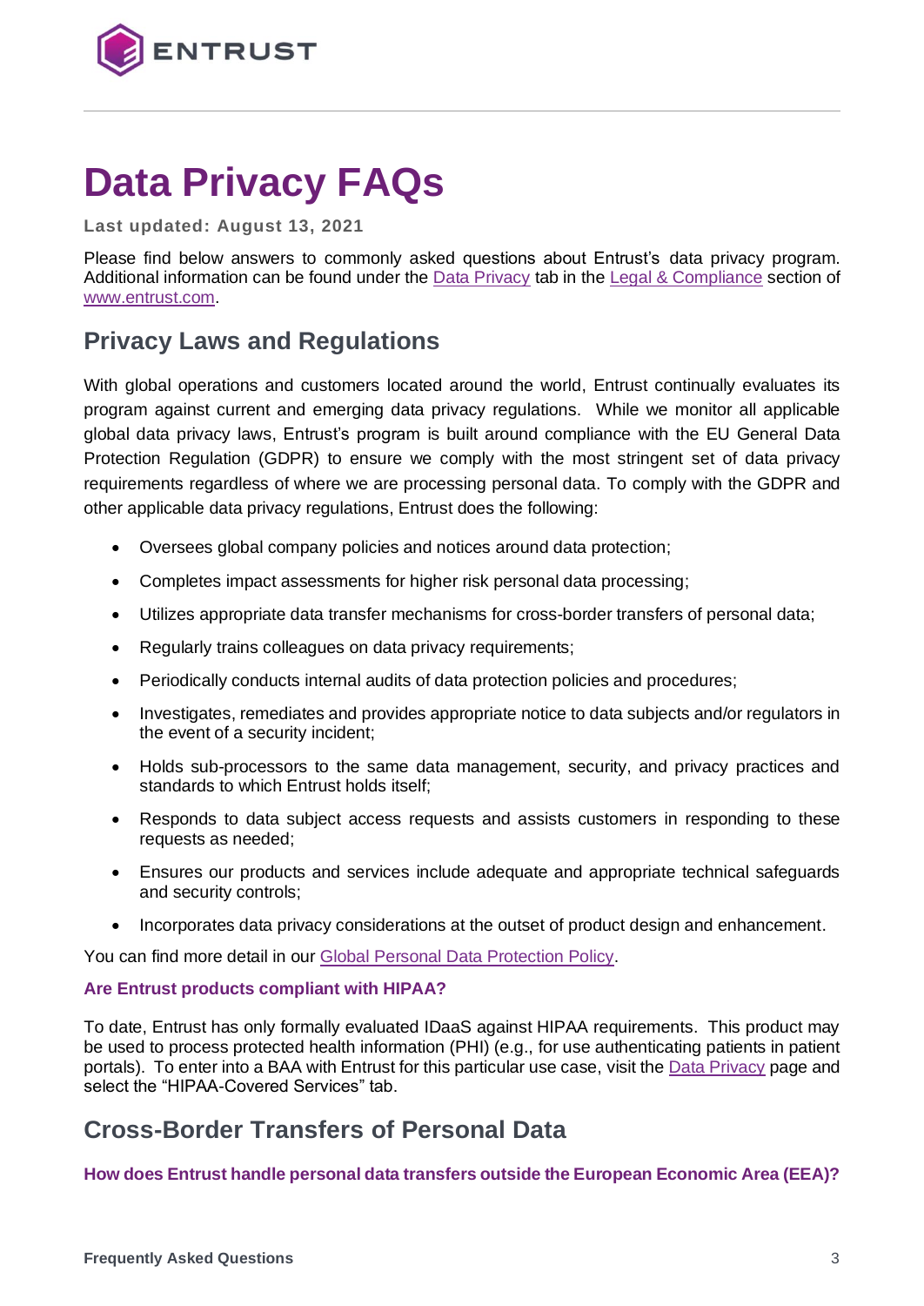# Data Privacy FAQs

**Last updated: August 13, 2021**

Please find below answers to commonly asked questions about Entrust's data privacy program. Additional information can be found under the Data Privacy tab in the Legal & Compliance section of www.entrust.com.

## Privacy Laws and Regulations

With global operations and customers located around the world, Entrust continually evaluates its program against current and emerging data privacy regulations. While we monitor all applicable global data privacy laws, Entrust's program is built around compliance with the EU General Data Protection Regulation (GDPR) to ensure we comply with the most stringent set of data privacy requirements regardless of where we are processing personal data. To comply with the GDPR and other applicable data privacy regulations, Entrust does the following:

- Oversees global company policies and notices around data protection;
- Completes impact assessments for higher risk personal data processing;
- Utilizes appropriate data transfer mechanisms for cross-border transfers of personal data;
- Regularly trains colleagues on data privacy requirements;
- Periodically conducts internal audits of data protection policies and procedures;
- Investigates, remediates and provides appropriate notice to data subjects and/or regulators in the event of a security incident;
- Holds sub-processors to the same data management, security, and privacy practices and standards to which Entrust holds itself;
- Responds to data subject access requests and assists customers in responding to these requests as needed;
- Ensures our products and services include adequate and appropriate technical safeguards and security controls;
- Incorporates data privacy considerations at the outset of product design and enhancement.

You can find more detail in our Global Personal Data Protection Policy.

### Are Entrust products compliant with HIPAA?

To date, Entrust has only formally evaluated IDaaS against HIPAA requirements. This product may be used to process protected health information (PHI) (e.g., for use authenticating patients in patient portals). To enter into a BAA with Entrust for this particular use case, visit the Data Privacy page and select the "HIPAA-Covered Services" tab.

## Cross-Border Transfers of Personal Data

### How does Entrust handle personal data transfers outside the European Economic Area (EEA)?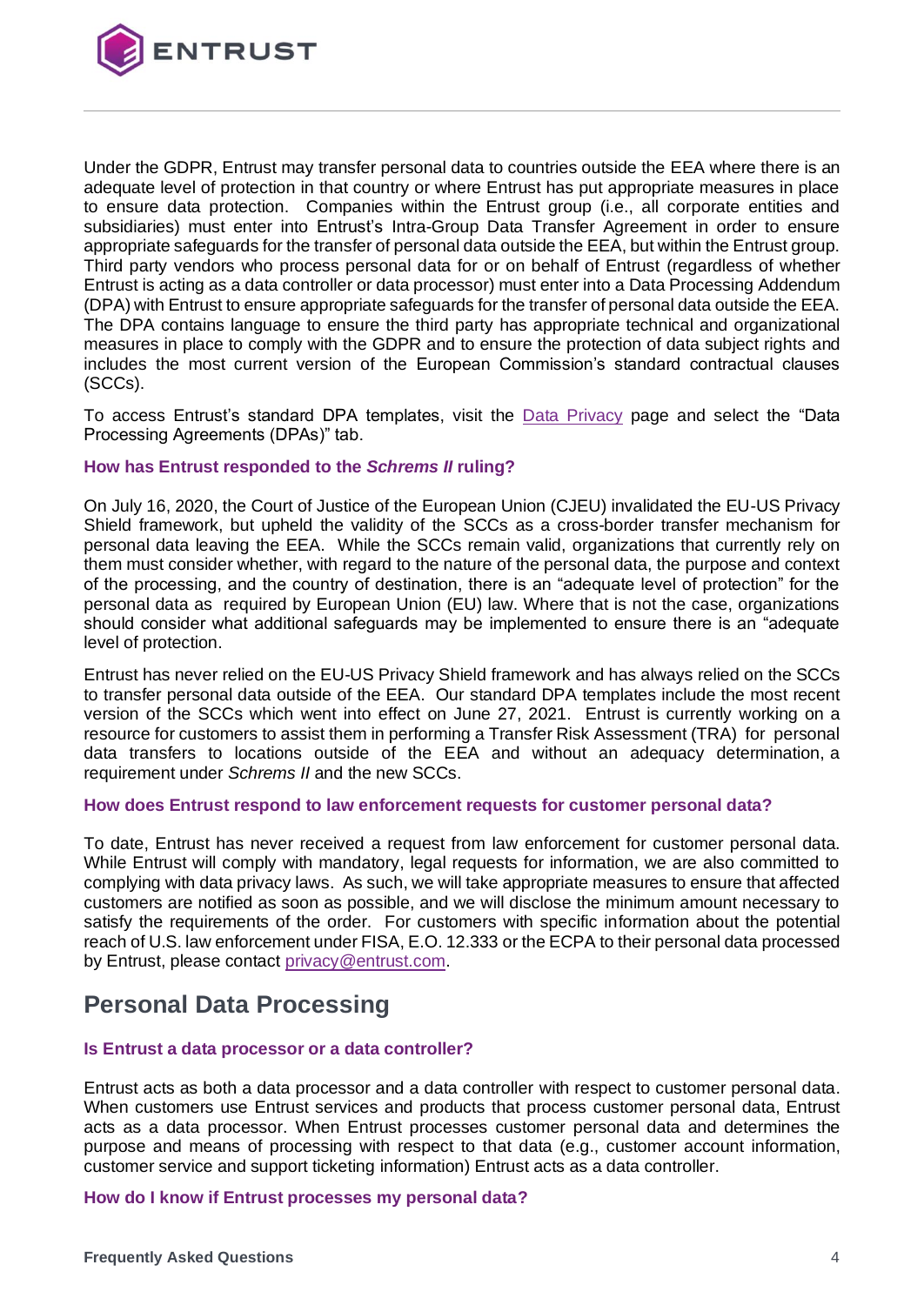Under the GDPR, Entrust may transfer personal data to countries outside the EEA where there is an adequate level of protection in that country or where Entrust has put appropriate measures in place to ensure data protection. Companies within the Entrust group (i.e., all corporate entities and subsidiaries) must enter into Entrust's Intra-Group Data Transfer Agreement in order to ensure appropriate safeguards for the transfer of personal data outside the EEA, but within the Entrust group. Third party vendors who process personal data for or on behalf of Entrust (regardless of whether Entrust is acting as a data controller or data processor) must enter into a Data Processing Addendum (DPA) with Entrust to ensure appropriate safeguards for the transfer of personal data outside the EEA. The DPA contains language to ensure the third party has appropriate technical and organizational measures in place to comply with the GDPR and to ensure the protection of data subject rights and includes the most current version of the European Commission's standard contractual clauses (SCCs).

To access Entrust's standard DPA templates, visit the Data Privacy page and select the "Data Processing Agreements (DPAs)" tab.

### How has Entrust responded to the *Schrems II* ruling?

On July 16, 2020, the Court of Justice of the European Union (CJEU) invalidated the EU-US Privacy Shield framework, but upheld the validity of the SCCs as a cross-border transfer mechanism for personal data leaving the EEA. While the SCCs remain valid, organizations that currently rely on them must consider whether, with regard to the nature of the personal data, the purpose and context of the processing, and the country of destination, there is an "adequate level of protection" for the personal data as required by European Union (EU) law. Where that is not the case, organizations should consider what additional safeguards may be implemented to ensure there is an "adequate level of protection.

Entrust has never relied on the EU-US Privacy Shield framework and has always relied on the SCCs to transfer personal data outside of the EEA. Our standard DPA templates include the most recent version of the SCCs which went into effect on June 27, 2021. Entrust is currently working on a resource for customers to assist them in performing a Transfer Risk Assessment (TRA) for personal data transfers to locations outside of the EEA and without an adequacy determination, a requirement under *Schrems II* and the new SCCs.

### How does Entrust respond to law enforcement requests for customer personal data?

To date, Entrust has never received a request from law enforcement for customer personal data. While Entrust will comply with mandatory, legal requests for information, we are also committed to complying with data privacy laws. As such, we will take appropriate measures to ensure that affected customers are notified as soon as possible, and we will disclose the minimum amount necessary to satisfy the requirements of the order. For customers with specific information about the potential reach of U.S. law enforcement under FISA, E.O. 12.333 or the ECPA to their personal data processed by Entrust, please contact privacy@entrust.com.

## Personal Data Processing

### Is Entrust a data processor or a data controller?

Entrust acts as both a data processor and a data controller with respect to customer personal data. When customers use Entrust services and products that process customer personal data, Entrust acts as a data processor. When Entrust processes customer personal data and determines the purpose and means of processing with respect to that data (e.g., customer account information, customer service and support ticketing information) Entrust acts as a data controller.

### How do I know if Entrust processes my personal data?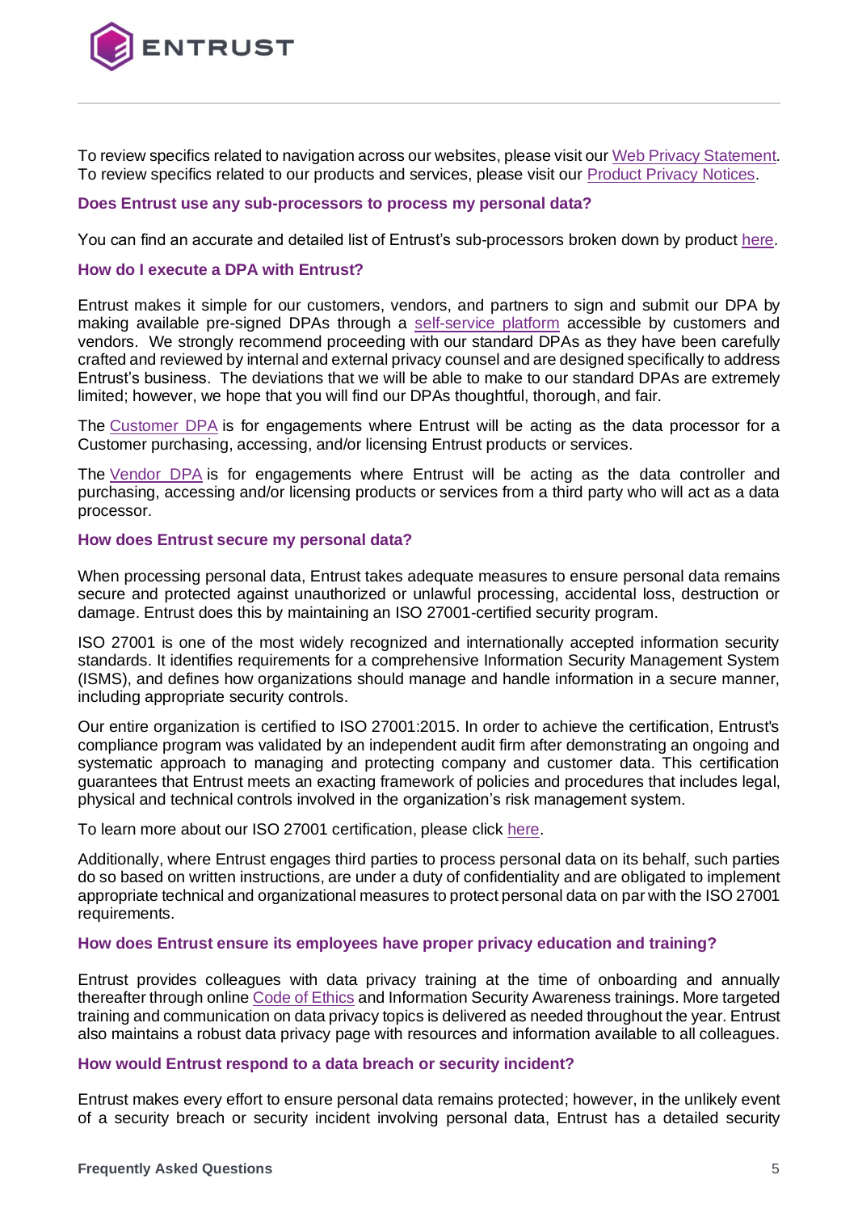To review specifics related to navigation across our websites, please visit our Web Privacy Statement. To review specifics related to our products and services, please visit our Product Privacy Notices.

### Does Entrust use any sub-processors to process my personal data?

You can find an accurate and detailed list of Entrust's sub-processors broken down by product here.

### How do I execute a DPA with Entrust?

Entrust makes it simple for our customers, vendors, and partners to sign and submit our DPA by making available pre-signed DPAs through a self-service platform accessible by customers and vendors. We strongly recommend proceeding with our standard DPAs as they have been carefully crafted and reviewed by internal and external privacy counsel and are designed specifically to address Entrust's business. The deviations that we will be able to make to our standard DPAs are extremely limited; however, we hope that you will find our DPAs thoughtful, thorough, and fair.

The Customer DPA is for engagements where Entrust will be acting as the data processor for a Customer purchasing, accessing, and/or licensing Entrust products or services.

The Vendor DPA is for engagements where Entrust will be acting as the data controller and purchasing, accessing and/or licensing products or services from a third party who will act as a data processor.

### How does Entrust secure my personal data?

When processing personal data, Entrust takes adequate measures to ensure personal data remains secure and protected against unauthorized or unlawful processing, accidental loss, destruction or damage. Entrust does this by maintaining an ISO 27001-certified security program.

ISO 27001 is one of the most widely recognized and internationally accepted information security standards. It identifies requirements for a comprehensive Information Security Management System (ISMS), and defines how organizations should manage and handle information in a secure manner, including appropriate security controls.

Our entire organization is certified to ISO 27001:2015. In order to achieve the certification, Entrust's compliance program was validated by an independent audit firm after demonstrating an ongoing and systematic approach to managing and protecting company and customer data. This certification guarantees that Entrust meets an exacting framework of policies and procedures that includes legal, physical and technical controls involved in the organization's risk management system.

To learn more about our ISO 27001 certification, please click here.

Additionally, where Entrust engages third parties to process personal data on its behalf, such parties do so based on written instructions, are under a duty of confidentiality and are obligated to implement appropriate technical and organizational measures to protect personal data on par with the ISO 27001 requirements.

### How does Entrust ensure its employees have proper privacy education and training?

Entrust provides colleagues with data privacy training at the time of onboarding and annually thereafter through online Code of Ethics and Information Security Awareness trainings. More targeted training and communication on data privacy topics is delivered as needed throughout the year. Entrust also maintains a robust data privacy page with resources and information available to all colleagues.

### How would Entrust respond to a data breach or security incident?

Entrust makes every effort to ensure personal data remains protected; however, in the unlikely event of a security breach or security incident involving personal data, Entrust has a detailed security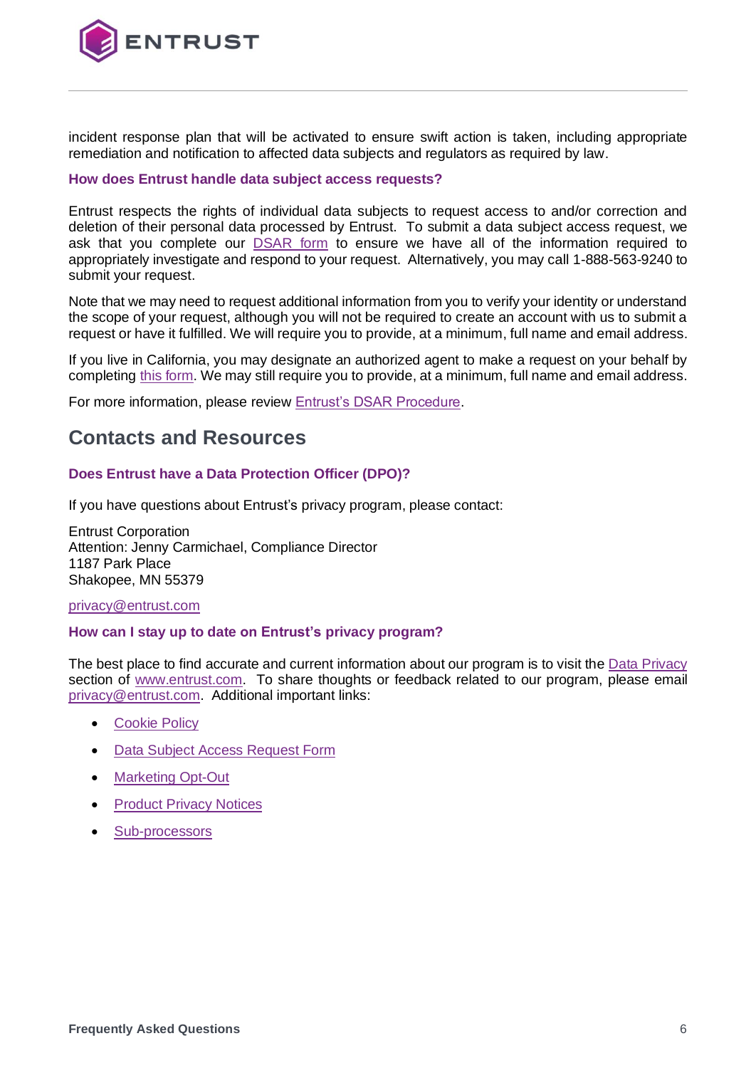incident response plan that will be activated to ensure swift action is taken, including appropriate remediation and notification to affected data subjects and regulators as required by law.

### How does Entrust handle data subject access requests?

Entrust respects the rights of individual data subjects to request access to and/or correction and deletion of their personal data processed by Entrust. To submit a data subject access request, we ask that you complete our DSAR form to ensure we have all of the information required to appropriately investigate and respond to your request. Alternatively, you may call 1-888-563-9240 to submit your request.

Note that we may need to request additional information from you to verify your identity or understand the scope of your request, although you will not be required to create an account with us to submit a request or have it fulfilled. We will require you to provide, at a minimum, full name and email address.

If you live in California, you may designate an authorized agent to make a request on your behalf by completing this form. We may still require you to provide, at a minimum, full name and email address.

For more information, please review Entrust's DSAR Procedure.

## Contacts and Resources

### Does Entrust have a Data Protection Officer (DPO)?

If you have questions about Entrust's privacy program, please contact:

Entrust Corporation
Attention: Jenny Carmichael, Compliance Director
1187 Park Place
Shakopee, MN 55379

privacy@entrust.com

### How can I stay up to date on Entrust's privacy program?

The best place to find accurate and current information about our program is to visit the Data Privacy section of www.entrust.com. To share thoughts or feedback related to our program, please email privacy@entrust.com. Additional important links:

- Cookie Policy
- Data Subject Access Request Form
- Marketing Opt-Out
- Product Privacy Notices
- Sub-processors